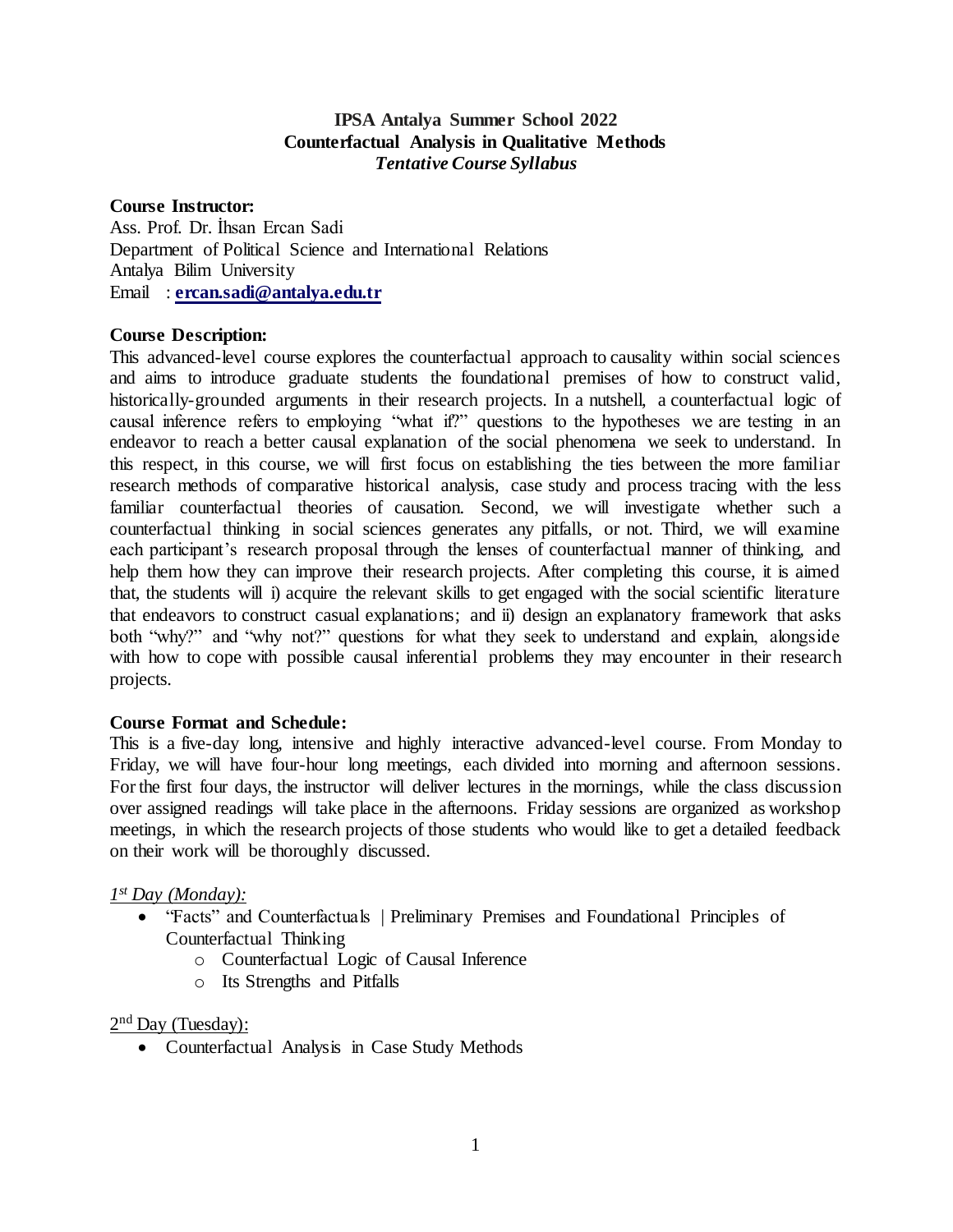# IPSA Antalya Summer School 2022
## Counterfactual Analysis in Qualitative Methods
*Tentative Course Syllabus*

**Course Instructor:**
Ass. Prof. Dr. İhsan Ercan Sadi
Department of Political Science and International Relations
Antalya Bilim University
Email : **ercan.sadi@antalya.edu.tr**

**Course Description:**
This advanced-level course explores the counterfactual approach to causality within social sciences and aims to introduce graduate students the foundational premises of how to construct valid, historically-grounded arguments in their research projects. In a nutshell, a counterfactual logic of causal inference refers to employing "what if?" questions to the hypotheses we are testing in an endeavor to reach a better causal explanation of the social phenomena we seek to understand. In this respect, in this course, we will first focus on establishing the ties between the more familiar research methods of comparative historical analysis, case study and process tracing with the less familiar counterfactual theories of causation. Second, we will investigate whether such a counterfactual thinking in social sciences generates any pitfalls, or not. Third, we will examine each participant's research proposal through the lenses of counterfactual manner of thinking, and help them how they can improve their research projects. After completing this course, it is aimed that, the students will i) acquire the relevant skills to get engaged with the social scientific literature that endeavors to construct casual explanations; and ii) design an explanatory framework that asks both "why?" and "why not?" questions for what they seek to understand and explain, alongside with how to cope with possible causal inferential problems they may encounter in their research projects.

**Course Format and Schedule:**
This is a five-day long, intensive and highly interactive advanced-level course. From Monday to Friday, we will have four-hour long meetings, each divided into morning and afternoon sessions. For the first four days, the instructor will deliver lectures in the mornings, while the class discussion over assigned readings will take place in the afternoons. Friday sessions are organized as workshop meetings, in which the research projects of those students who would like to get a detailed feedback on their work will be thoroughly discussed.

*1st Day (Monday):*

- "Facts" and Counterfactuals | Preliminary Premises and Foundational Principles of Counterfactual Thinking
    - Counterfactual Logic of Causal Inference
    - Its Strengths and Pitfalls

2nd Day (Tuesday):

- Counterfactual Analysis in Case Study Methods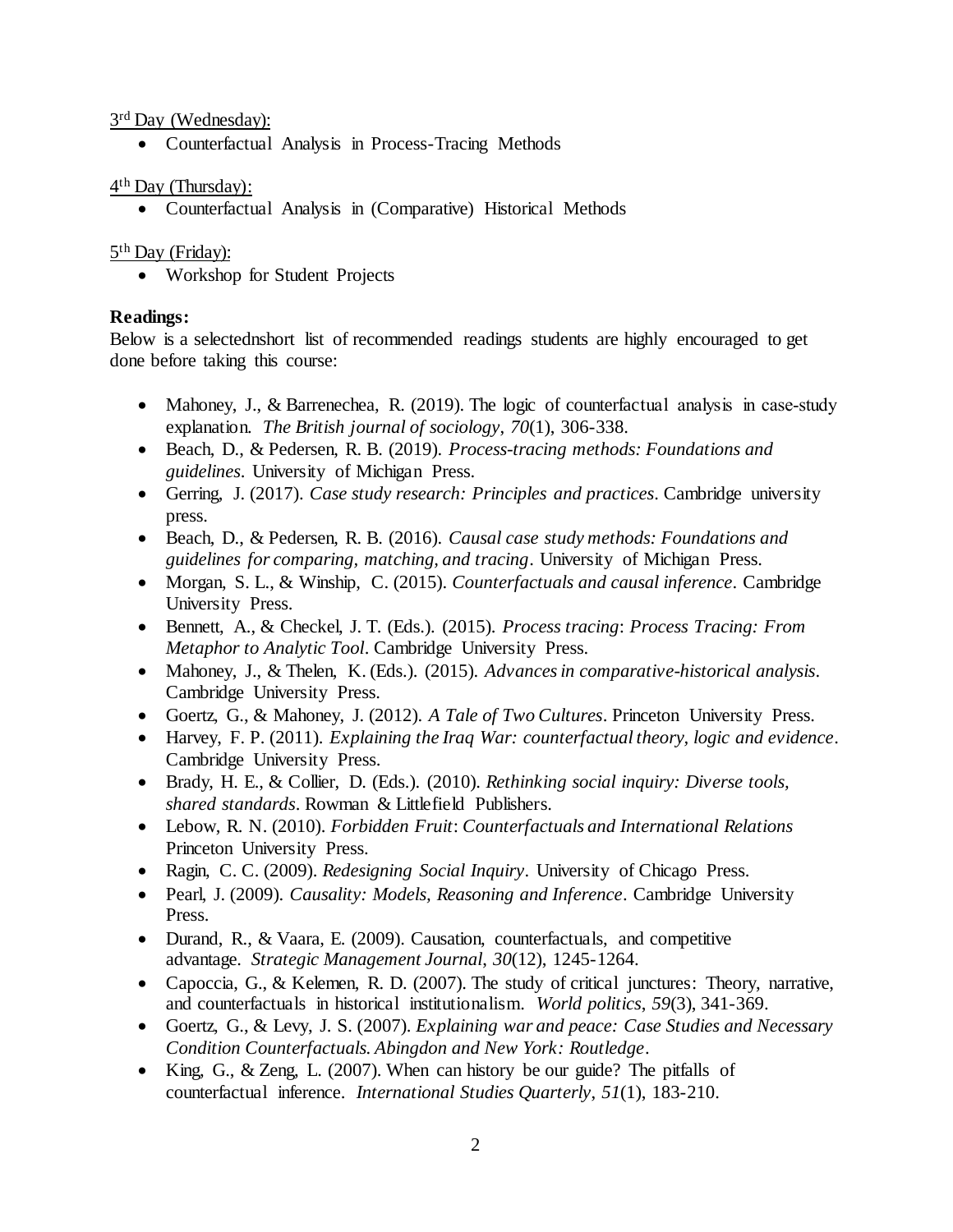3rd Day (Wednesday):

- Counterfactual Analysis in Process-Tracing Methods

4th Day (Thursday):

- Counterfactual Analysis in (Comparative) Historical Methods

5th Day (Friday):

- Workshop for Student Projects

**Readings:**

Below is a selectednshort list of recommended readings students are highly encouraged to get done before taking this course:

- Mahoney, J., & Barrenechea, R. (2019). The logic of counterfactual analysis in case-study explanation. *The British journal of sociology*, *70*(1), 306-338.
- Beach, D., & Pedersen, R. B. (2019). *Process-tracing methods: Foundations and guidelines*. University of Michigan Press.
- Gerring, J. (2017). *Case study research: Principles and practices*. Cambridge university press.
- Beach, D., & Pedersen, R. B. (2016). *Causal case study methods: Foundations and guidelines for comparing, matching, and tracing*. University of Michigan Press.
- Morgan, S. L., & Winship, C. (2015). *Counterfactuals and causal inference*. Cambridge University Press.
- Bennett, A., & Checkel, J. T. (Eds.). (2015). *Process tracing*: *Process Tracing: From Metaphor to Analytic Tool*. Cambridge University Press.
- Mahoney, J., & Thelen, K. (Eds.). (2015). *Advances in comparative-historical analysis*. Cambridge University Press.
- Goertz, G., & Mahoney, J. (2012). *A Tale of Two Cultures*. Princeton University Press.
- Harvey, F. P. (2011). *Explaining the Iraq War: counterfactual theory, logic and evidence*. Cambridge University Press.
- Brady, H. E., & Collier, D. (Eds.). (2010). *Rethinking social inquiry: Diverse tools, shared standards*. Rowman & Littlefield Publishers.
- Lebow, R. N. (2010). *Forbidden Fruit*: *Counterfactuals and International Relations* Princeton University Press.
- Ragin, C. C. (2009). *Redesigning Social Inquiry*. University of Chicago Press.
- Pearl, J. (2009). *Causality: Models, Reasoning and Inference*. Cambridge University Press.
- Durand, R., & Vaara, E. (2009). Causation, counterfactuals, and competitive advantage. *Strategic Management Journal*, *30*(12), 1245-1264.
- Capoccia, G., & Kelemen, R. D. (2007). The study of critical junctures: Theory, narrative, and counterfactuals in historical institutionalism. *World politics*, *59*(3), 341-369.
- Goertz, G., & Levy, J. S. (2007). *Explaining war and peace: Case Studies and Necessary Condition Counterfactuals. Abingdon and New York: Routledge*.
- King, G., & Zeng, L. (2007). When can history be our guide? The pitfalls of counterfactual inference. *International Studies Quarterly*, *51*(1), 183-210.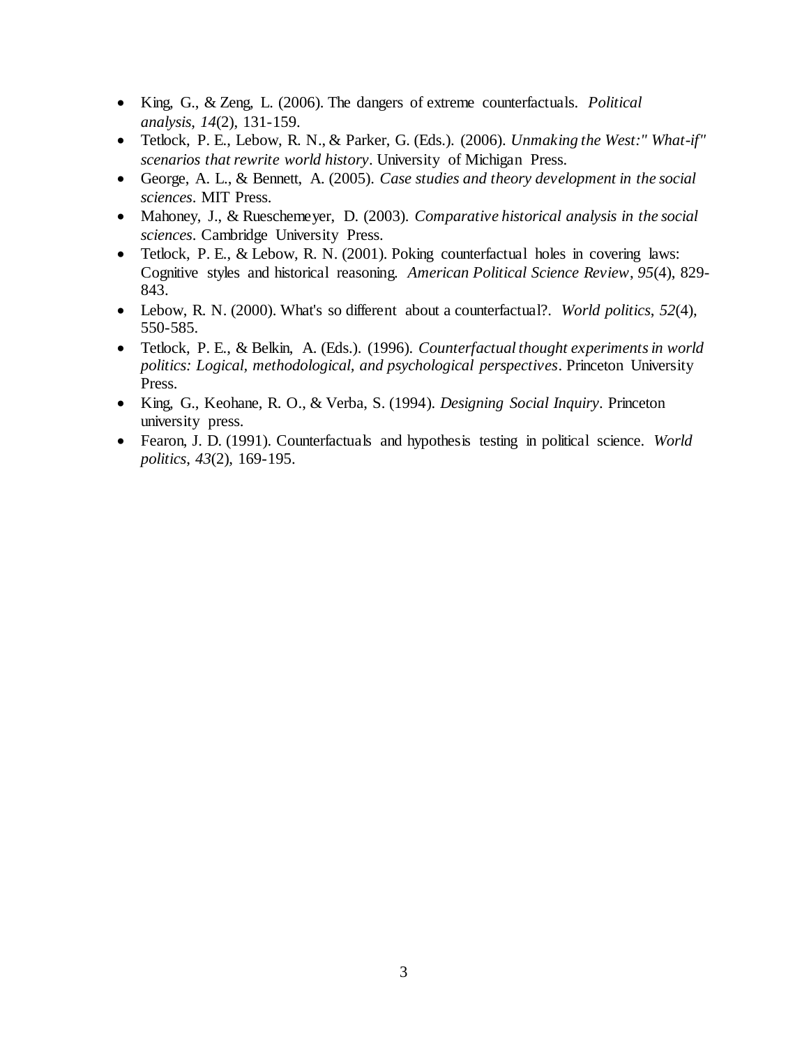- King, G., & Zeng, L. (2006). The dangers of extreme counterfactuals. *Political analysis*, *14*(2), 131-159.
- Tetlock, P. E., Lebow, R. N., & Parker, G. (Eds.). (2006). *Unmaking the West:" What-if" scenarios that rewrite world history*. University of Michigan Press.
- George, A. L., & Bennett, A. (2005). *Case studies and theory development in the social sciences*. MIT Press.
- Mahoney, J., & Rueschemeyer, D. (2003). *Comparative historical analysis in the social sciences*. Cambridge University Press.
- Tetlock, P. E., & Lebow, R. N. (2001). Poking counterfactual holes in covering laws: Cognitive styles and historical reasoning. *American Political Science Review*, *95*(4), 829-843.
- Lebow, R. N. (2000). What's so different about a counterfactual?. *World politics*, *52*(4), 550-585.
- Tetlock, P. E., & Belkin, A. (Eds.). (1996). *Counterfactual thought experiments in world politics: Logical, methodological, and psychological perspectives*. Princeton University Press.
- King, G., Keohane, R. O., & Verba, S. (1994). *Designing Social Inquiry*. Princeton university press.
- Fearon, J. D. (1991). Counterfactuals and hypothesis testing in political science. *World politics*, *43*(2), 169-195.